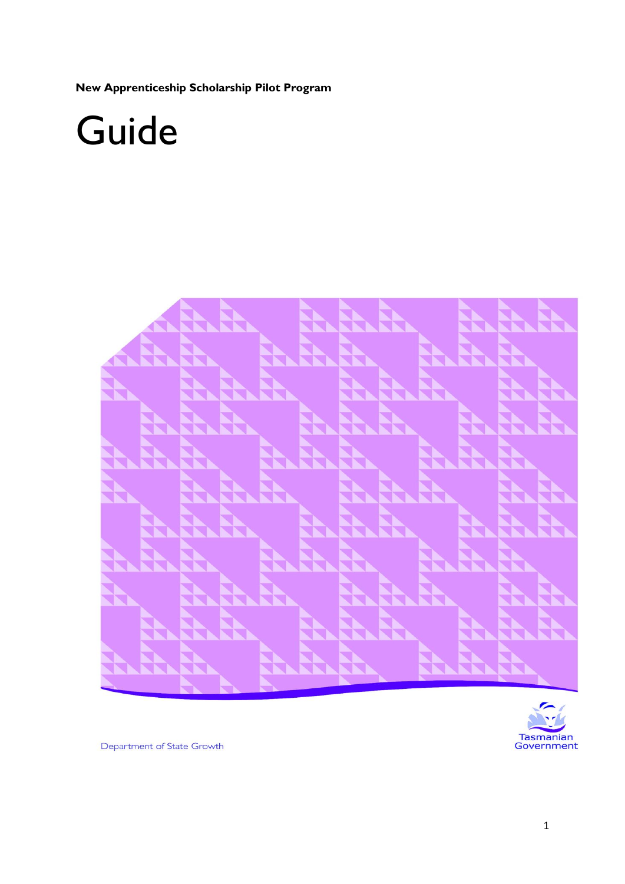**New Apprenticeship Scholarship Pilot Program**

# Guide

Department of State Growth

Tasmanian Government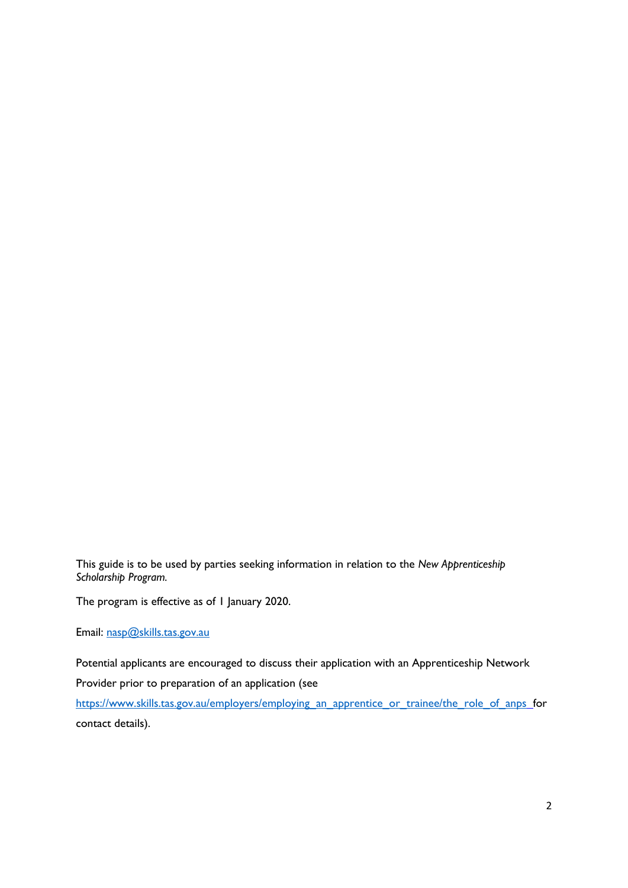This guide is to be used by parties seeking information in relation to the *New Apprenticeship Scholarship Program.*

The program is effective as of 1 January 2020.

Email: [nasp@skills.tas.gov.au](mailto:nasp@skills.tas.gov.au)

Potential applicants are encouraged to discuss their application with an Apprenticeship Network Provider prior to preparation of an application (see [https://www.skills.tas.gov.au/employers/employing_an_apprentice_or_trainee/the_role_of_anps](https://www.skills.tas.gov.au/employers/employing_an_apprentice_or_trainee/the_role_of_anps) for contact details).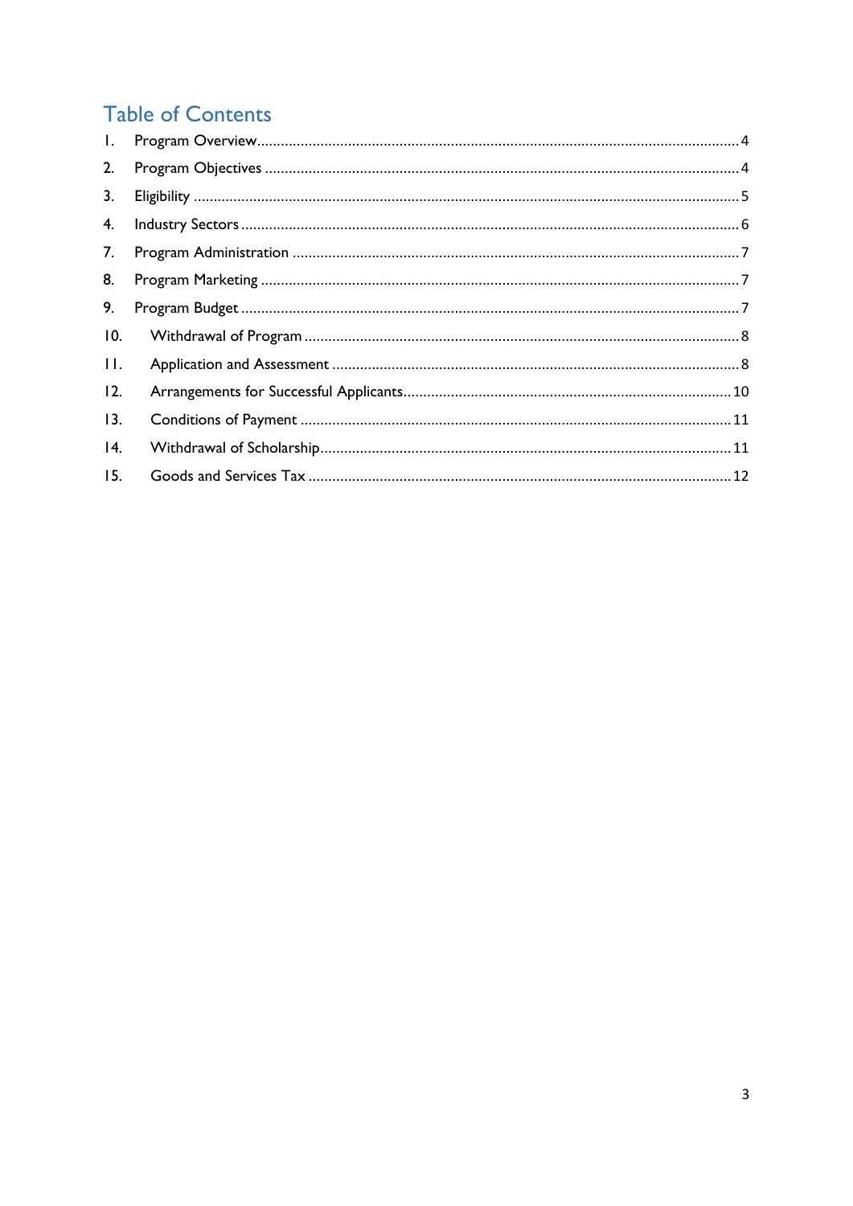# Table of Contents

1. Program Overview ........ 4
2. Program Objectives ........ 4
3. Eligibility ........ 5
4. Industry Sectors ........ 6
7. Program Administration ........ 7
8. Program Marketing ........ 7
9. Program Budget ........ 7
10. Withdrawal of Program ........ 8
11. Application and Assessment ........ 8
12. Arrangements for Successful Applicants ........ 10
13. Conditions of Payment ........ 11
14. Withdrawal of Scholarship ........ 11
15. Goods and Services Tax ........ 12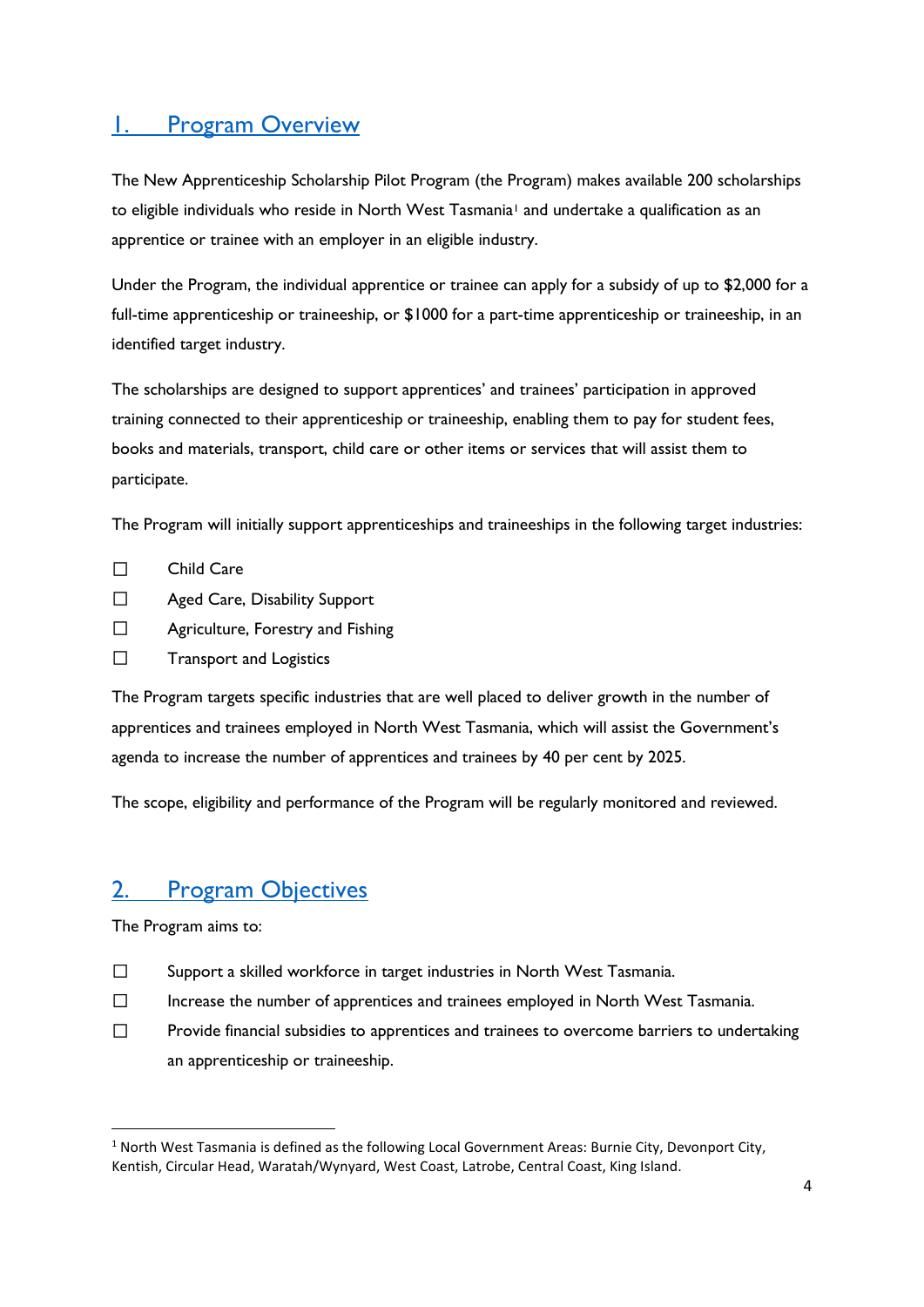# 1. Program Overview

The New Apprenticeship Scholarship Pilot Program (the Program) makes available 200 scholarships to eligible individuals who reside in North West Tasmania[1] and undertake a qualification as an apprentice or trainee with an employer in an eligible industry.

Under the Program, the individual apprentice or trainee can apply for a subsidy of up to $2,000 for a full-time apprenticeship or traineeship, or $1000 for a part-time apprenticeship or traineeship, in an identified target industry.

The scholarships are designed to support apprentices' and trainees' participation in approved training connected to their apprenticeship or traineeship, enabling them to pay for student fees, books and materials, transport, child care or other items or services that will assist them to participate.

The Program will initially support apprenticeships and traineeships in the following target industries:

- Child Care
- Aged Care, Disability Support
- Agriculture, Forestry and Fishing
- Transport and Logistics

The Program targets specific industries that are well placed to deliver growth in the number of apprentices and trainees employed in North West Tasmania, which will assist the Government's agenda to increase the number of apprentices and trainees by 40 per cent by 2025.

The scope, eligibility and performance of the Program will be regularly monitored and reviewed.

# 2. Program Objectives

The Program aims to:

- Support a skilled workforce in target industries in North West Tasmania.
- Increase the number of apprentices and trainees employed in North West Tasmania.
- Provide financial subsidies to apprentices and trainees to overcome barriers to undertaking an apprenticeship or traineeship.

---

[1] North West Tasmania is defined as the following Local Government Areas: Burnie City, Devonport City, Kentish, Circular Head, Waratah/Wynyard, West Coast, Latrobe, Central Coast, King Island.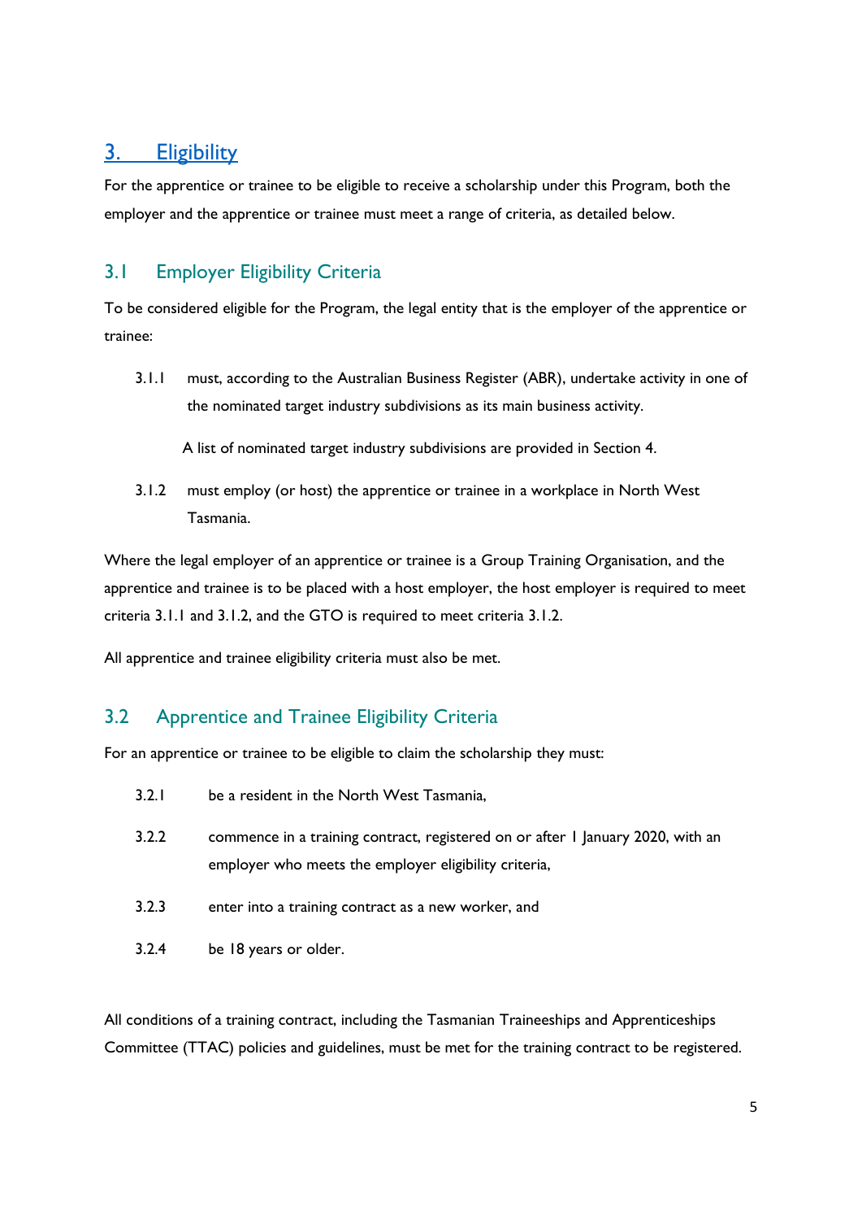## 3. Eligibility

For the apprentice or trainee to be eligible to receive a scholarship under this Program, both the employer and the apprentice or trainee must meet a range of criteria, as detailed below.

### 3.1 Employer Eligibility Criteria

To be considered eligible for the Program, the legal entity that is the employer of the apprentice or trainee:

3.1.1 must, according to the Australian Business Register (ABR), undertake activity in one of the nominated target industry subdivisions as its main business activity.

A list of nominated target industry subdivisions are provided in Section 4.

3.1.2 must employ (or host) the apprentice or trainee in a workplace in North West Tasmania.

Where the legal employer of an apprentice or trainee is a Group Training Organisation, and the apprentice and trainee is to be placed with a host employer, the host employer is required to meet criteria 3.1.1 and 3.1.2, and the GTO is required to meet criteria 3.1.2.

All apprentice and trainee eligibility criteria must also be met.

### 3.2 Apprentice and Trainee Eligibility Criteria

For an apprentice or trainee to be eligible to claim the scholarship they must:

3.2.1 be a resident in the North West Tasmania,

3.2.2 commence in a training contract, registered on or after 1 January 2020, with an employer who meets the employer eligibility criteria,

3.2.3 enter into a training contract as a new worker, and

3.2.4 be 18 years or older.

All conditions of a training contract, including the Tasmanian Traineeships and Apprenticeships Committee (TTAC) policies and guidelines, must be met for the training contract to be registered.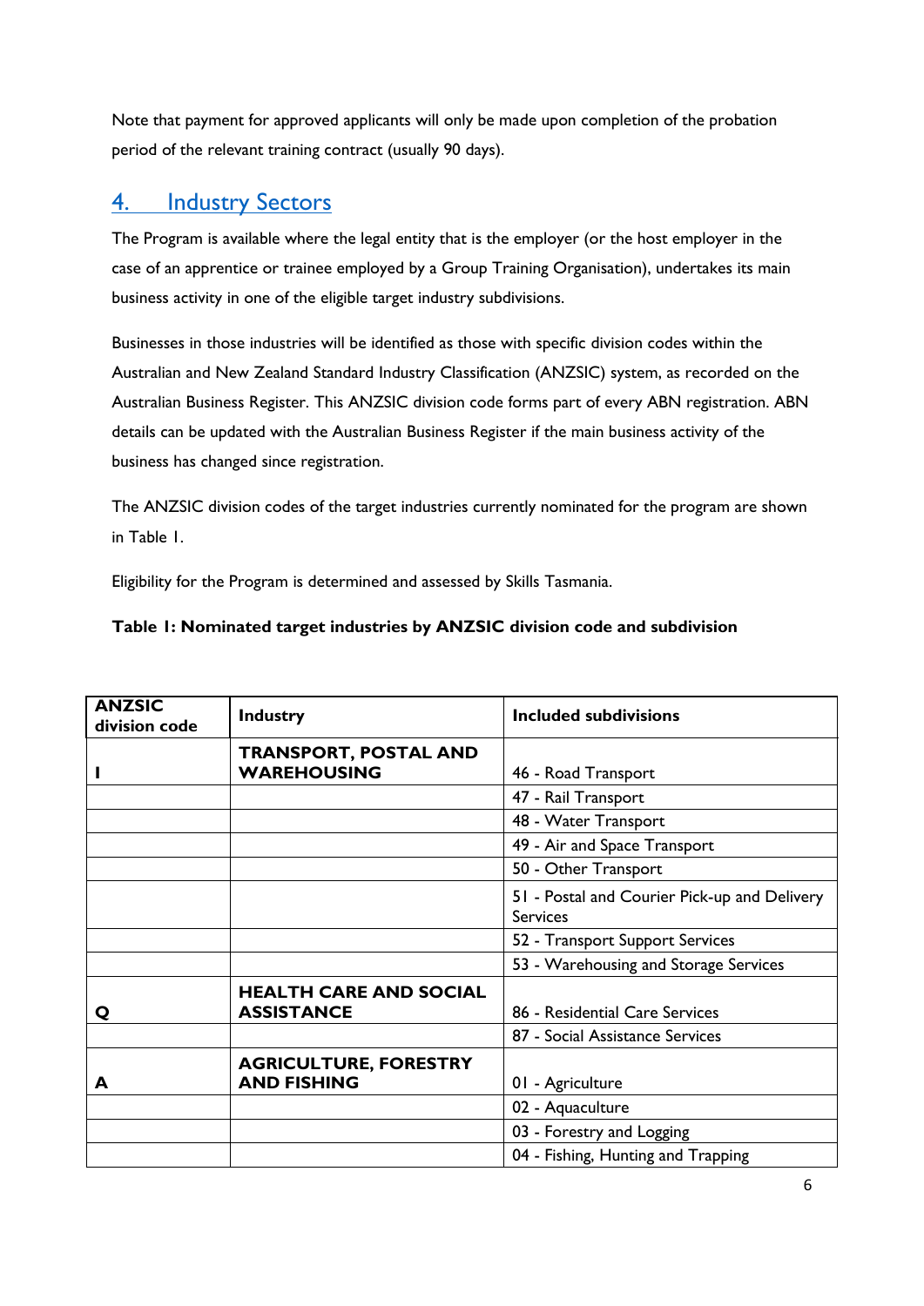Note that payment for approved applicants will only be made upon completion of the probation period of the relevant training contract (usually 90 days).

## 4. Industry Sectors

The Program is available where the legal entity that is the employer (or the host employer in the case of an apprentice or trainee employed by a Group Training Organisation), undertakes its main business activity in one of the eligible target industry subdivisions.

Businesses in those industries will be identified as those with specific division codes within the Australian and New Zealand Standard Industry Classification (ANZSIC) system, as recorded on the Australian Business Register. This ANZSIC division code forms part of every ABN registration. ABN details can be updated with the Australian Business Register if the main business activity of the business has changed since registration.

The ANZSIC division codes of the target industries currently nominated for the program are shown in Table 1.

Eligibility for the Program is determined and assessed by Skills Tasmania.

**Table 1: Nominated target industries by ANZSIC division code and subdivision**

| ANZSIC division code | Industry | Included subdivisions |
|---|---|---|
| **I** | **TRANSPORT, POSTAL AND WAREHOUSING** | 46 - Road Transport |
| | | 47 - Rail Transport |
| | | 48 - Water Transport |
| | | 49 - Air and Space Transport |
| | | 50 - Other Transport |
| | | 51 - Postal and Courier Pick-up and Delivery Services |
| | | 52 - Transport Support Services |
| | | 53 - Warehousing and Storage Services |
| **Q** | **HEALTH CARE AND SOCIAL ASSISTANCE** | 86 - Residential Care Services |
| | | 87 - Social Assistance Services |
| **A** | **AGRICULTURE, FORESTRY AND FISHING** | 01 - Agriculture |
| | | 02 - Aquaculture |
| | | 03 - Forestry and Logging |
| | | 04 - Fishing, Hunting and Trapping |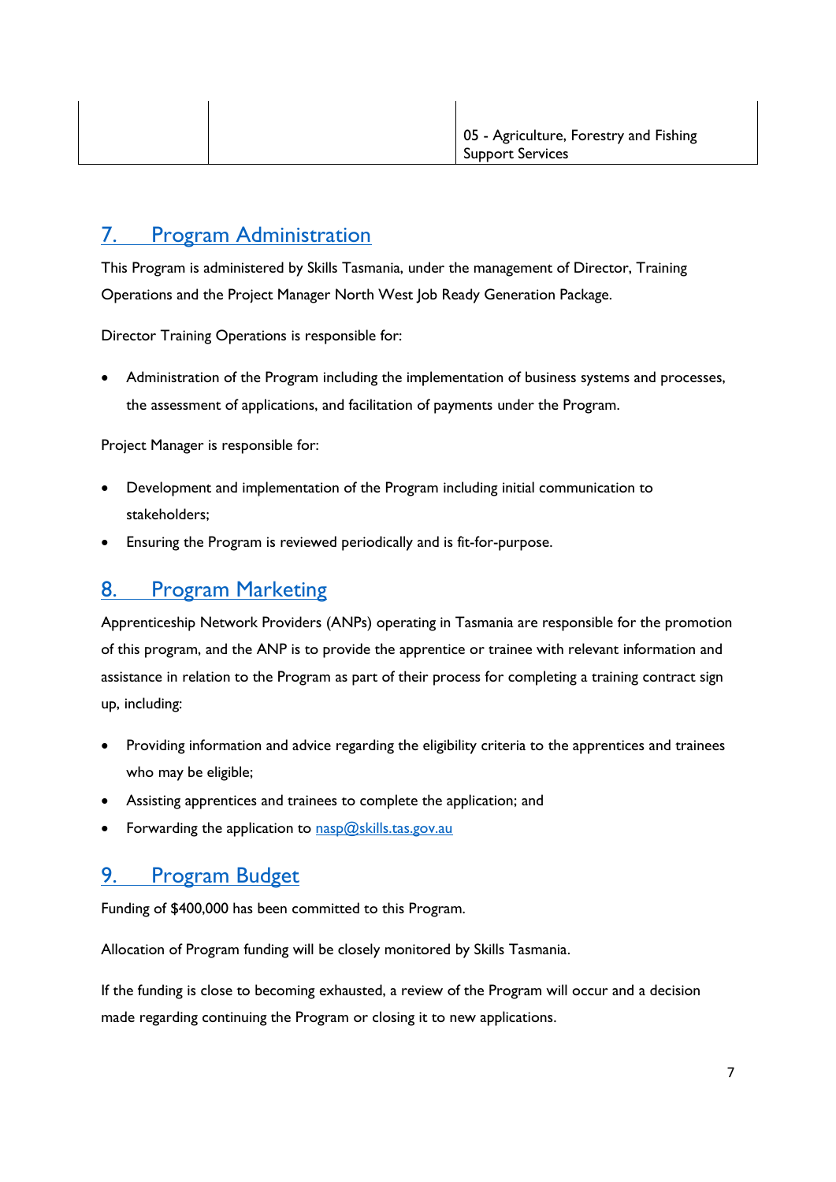| | | 05 - Agriculture, Forestry and Fishing Support Services |
|---|---|---|

## 7. Program Administration

This Program is administered by Skills Tasmania, under the management of Director, Training Operations and the Project Manager North West Job Ready Generation Package.

Director Training Operations is responsible for:

- Administration of the Program including the implementation of business systems and processes, the assessment of applications, and facilitation of payments under the Program.

Project Manager is responsible for:

- Development and implementation of the Program including initial communication to stakeholders;
- Ensuring the Program is reviewed periodically and is fit-for-purpose.

## 8. Program Marketing

Apprenticeship Network Providers (ANPs) operating in Tasmania are responsible for the promotion of this program, and the ANP is to provide the apprentice or trainee with relevant information and assistance in relation to the Program as part of their process for completing a training contract sign up, including:

- Providing information and advice regarding the eligibility criteria to the apprentices and trainees who may be eligible;
- Assisting apprentices and trainees to complete the application; and
- Forwarding the application to nasp@skills.tas.gov.au

## 9. Program Budget

Funding of $400,000 has been committed to this Program.

Allocation of Program funding will be closely monitored by Skills Tasmania.

If the funding is close to becoming exhausted, a review of the Program will occur and a decision made regarding continuing the Program or closing it to new applications.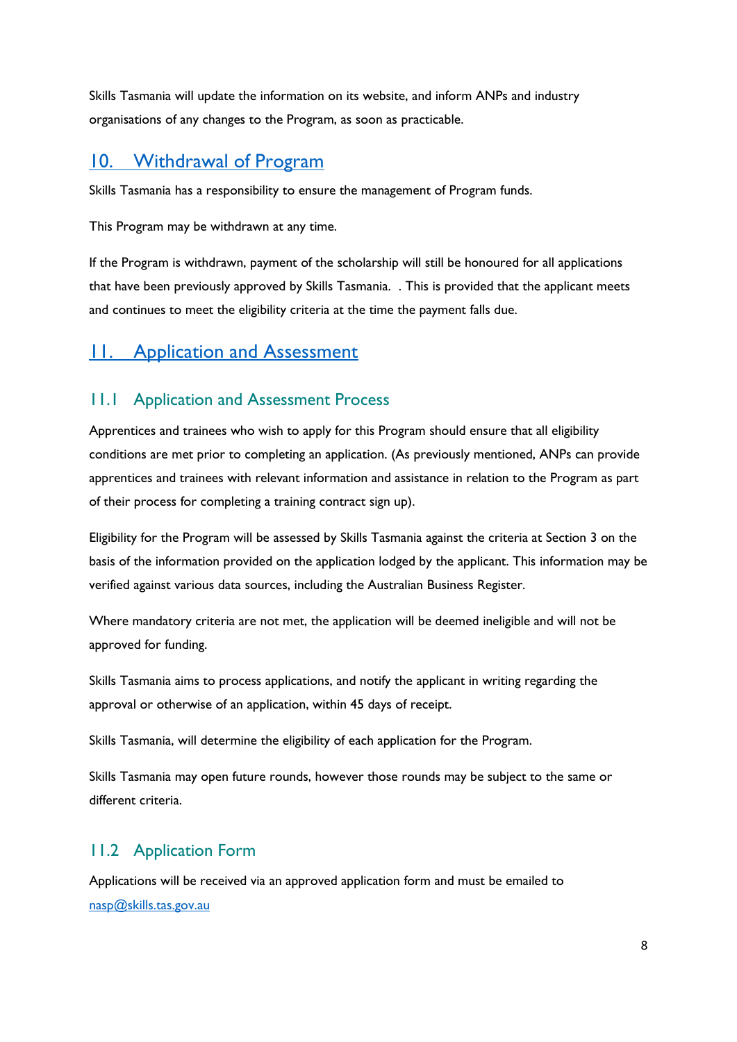Skills Tasmania will update the information on its website, and inform ANPs and industry organisations of any changes to the Program, as soon as practicable.

# 10. Withdrawal of Program

Skills Tasmania has a responsibility to ensure the management of Program funds.

This Program may be withdrawn at any time.

If the Program is withdrawn, payment of the scholarship will still be honoured for all applications that have been previously approved by Skills Tasmania. . This is provided that the applicant meets and continues to meet the eligibility criteria at the time the payment falls due.

# 11. Application and Assessment

## 11.1 Application and Assessment Process

Apprentices and trainees who wish to apply for this Program should ensure that all eligibility conditions are met prior to completing an application. (As previously mentioned, ANPs can provide apprentices and trainees with relevant information and assistance in relation to the Program as part of their process for completing a training contract sign up).

Eligibility for the Program will be assessed by Skills Tasmania against the criteria at Section 3 on the basis of the information provided on the application lodged by the applicant. This information may be verified against various data sources, including the Australian Business Register.

Where mandatory criteria are not met, the application will be deemed ineligible and will not be approved for funding.

Skills Tasmania aims to process applications, and notify the applicant in writing regarding the approval or otherwise of an application, within 45 days of receipt.

Skills Tasmania, will determine the eligibility of each application for the Program.

Skills Tasmania may open future rounds, however those rounds may be subject to the same or different criteria.

## 11.2 Application Form

Applications will be received via an approved application form and must be emailed to nasp@skills.tas.gov.au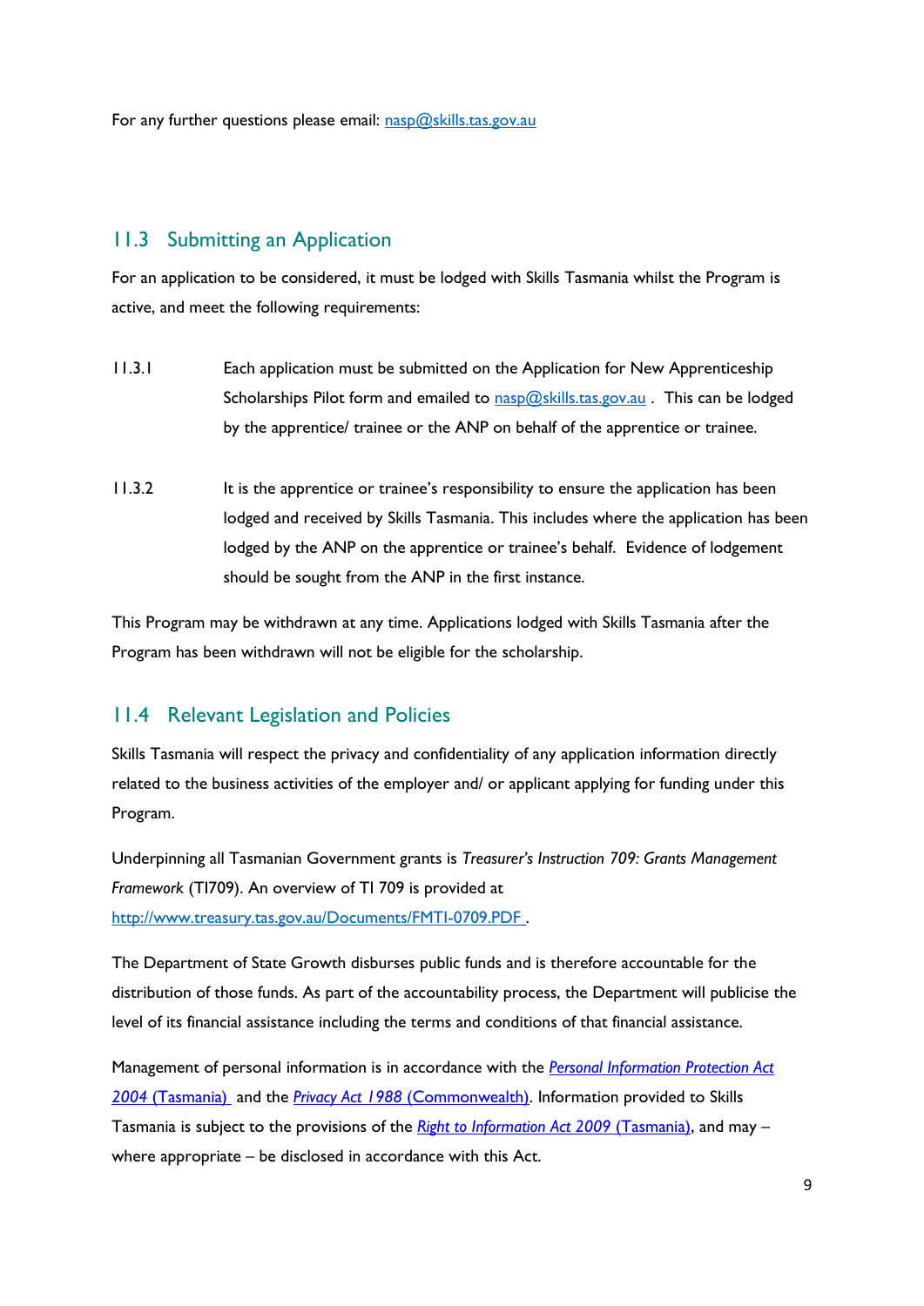For any further questions please email: nasp@skills.tas.gov.au

## 11.3 Submitting an Application

For an application to be considered, it must be lodged with Skills Tasmania whilst the Program is active, and meet the following requirements:

11.3.1 Each application must be submitted on the Application for New Apprenticeship Scholarships Pilot form and emailed to nasp@skills.tas.gov.au . This can be lodged by the apprentice/ trainee or the ANP on behalf of the apprentice or trainee.

11.3.2 It is the apprentice or trainee's responsibility to ensure the application has been lodged and received by Skills Tasmania. This includes where the application has been lodged by the ANP on the apprentice or trainee's behalf. Evidence of lodgement should be sought from the ANP in the first instance.

This Program may be withdrawn at any time. Applications lodged with Skills Tasmania after the Program has been withdrawn will not be eligible for the scholarship.

## 11.4 Relevant Legislation and Policies

Skills Tasmania will respect the privacy and confidentiality of any application information directly related to the business activities of the employer and/ or applicant applying for funding under this Program.

Underpinning all Tasmanian Government grants is *Treasurer's Instruction 709: Grants Management Framework* (TI709). An overview of TI 709 is provided at http://www.treasury.tas.gov.au/Documents/FMTI-0709.PDF .

The Department of State Growth disburses public funds and is therefore accountable for the distribution of those funds. As part of the accountability process, the Department will publicise the level of its financial assistance including the terms and conditions of that financial assistance.

Management of personal information is in accordance with the *Personal Information Protection Act 2004* (Tasmania) and the *Privacy Act 1988* (Commonwealth). Information provided to Skills Tasmania is subject to the provisions of the *Right to Information Act 2009* (Tasmania), and may – where appropriate – be disclosed in accordance with this Act.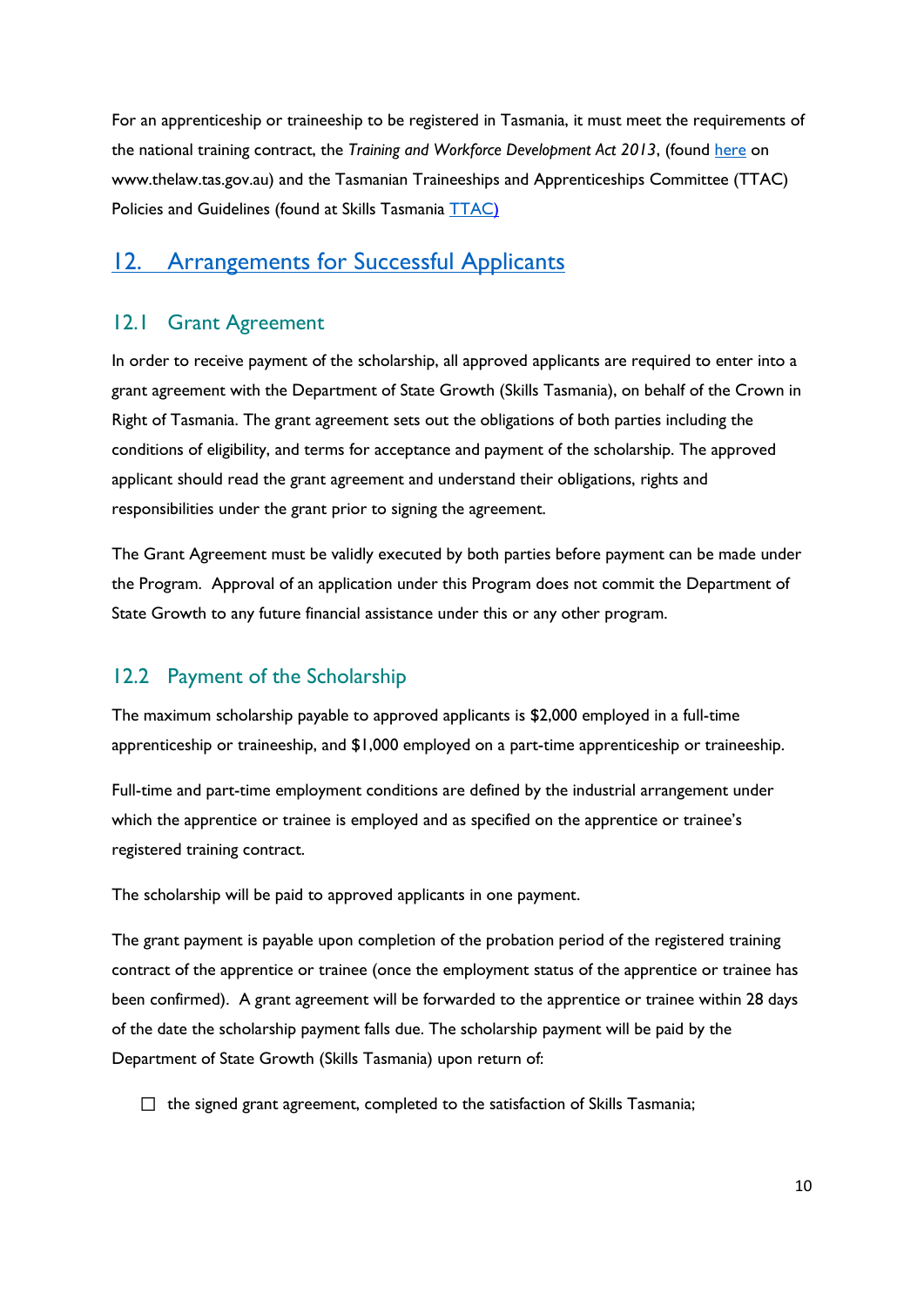For an apprenticeship or traineeship to be registered in Tasmania, it must meet the requirements of the national training contract, the *Training and Workforce Development Act 2013*, (found here on www.thelaw.tas.gov.au) and the Tasmanian Traineeships and Apprenticeships Committee (TTAC) Policies and Guidelines (found at Skills Tasmania TTAC)

## 12. Arrangements for Successful Applicants

### 12.1 Grant Agreement

In order to receive payment of the scholarship, all approved applicants are required to enter into a grant agreement with the Department of State Growth (Skills Tasmania), on behalf of the Crown in Right of Tasmania. The grant agreement sets out the obligations of both parties including the conditions of eligibility, and terms for acceptance and payment of the scholarship. The approved applicant should read the grant agreement and understand their obligations, rights and responsibilities under the grant prior to signing the agreement.

The Grant Agreement must be validly executed by both parties before payment can be made under the Program. Approval of an application under this Program does not commit the Department of State Growth to any future financial assistance under this or any other program.

### 12.2 Payment of the Scholarship

The maximum scholarship payable to approved applicants is $2,000 employed in a full-time apprenticeship or traineeship, and $1,000 employed on a part-time apprenticeship or traineeship.

Full-time and part-time employment conditions are defined by the industrial arrangement under which the apprentice or trainee is employed and as specified on the apprentice or trainee's registered training contract.

The scholarship will be paid to approved applicants in one payment.

The grant payment is payable upon completion of the probation period of the registered training contract of the apprentice or trainee (once the employment status of the apprentice or trainee has been confirmed). A grant agreement will be forwarded to the apprentice or trainee within 28 days of the date the scholarship payment falls due. The scholarship payment will be paid by the Department of State Growth (Skills Tasmania) upon return of:

- ☐ the signed grant agreement, completed to the satisfaction of Skills Tasmania;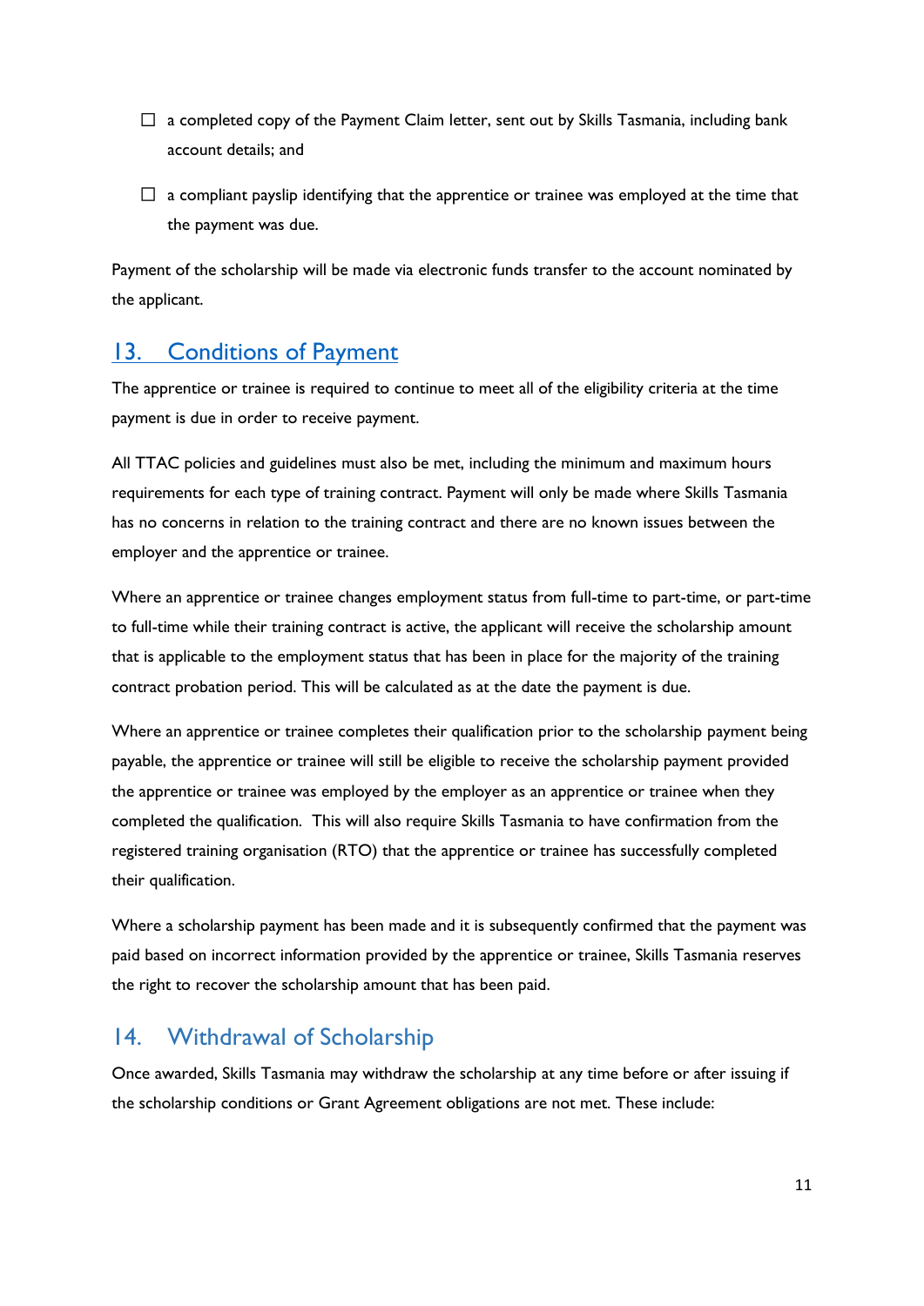- ☐ a completed copy of the Payment Claim letter, sent out by Skills Tasmania, including bank account details; and
- ☐ a compliant payslip identifying that the apprentice or trainee was employed at the time that the payment was due.

Payment of the scholarship will be made via electronic funds transfer to the account nominated by the applicant.

## 13. Conditions of Payment

The apprentice or trainee is required to continue to meet all of the eligibility criteria at the time payment is due in order to receive payment.

All TTAC policies and guidelines must also be met, including the minimum and maximum hours requirements for each type of training contract. Payment will only be made where Skills Tasmania has no concerns in relation to the training contract and there are no known issues between the employer and the apprentice or trainee.

Where an apprentice or trainee changes employment status from full-time to part-time, or part-time to full-time while their training contract is active, the applicant will receive the scholarship amount that is applicable to the employment status that has been in place for the majority of the training contract probation period. This will be calculated as at the date the payment is due.

Where an apprentice or trainee completes their qualification prior to the scholarship payment being payable, the apprentice or trainee will still be eligible to receive the scholarship payment provided the apprentice or trainee was employed by the employer as an apprentice or trainee when they completed the qualification. This will also require Skills Tasmania to have confirmation from the registered training organisation (RTO) that the apprentice or trainee has successfully completed their qualification.

Where a scholarship payment has been made and it is subsequently confirmed that the payment was paid based on incorrect information provided by the apprentice or trainee, Skills Tasmania reserves the right to recover the scholarship amount that has been paid.

## 14. Withdrawal of Scholarship

Once awarded, Skills Tasmania may withdraw the scholarship at any time before or after issuing if the scholarship conditions or Grant Agreement obligations are not met. These include: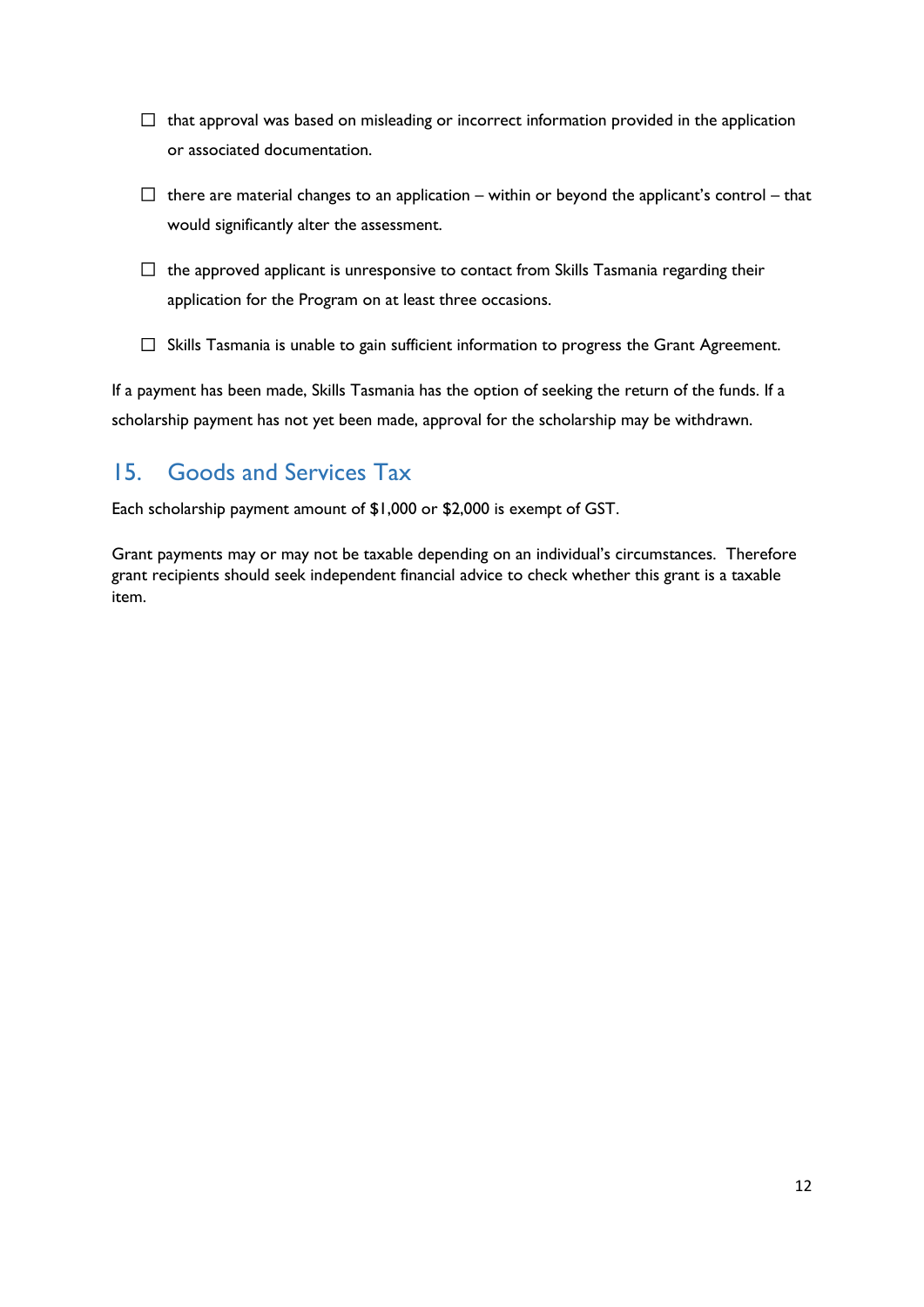- that approval was based on misleading or incorrect information provided in the application or associated documentation.
- there are material changes to an application – within or beyond the applicant's control – that would significantly alter the assessment.
- the approved applicant is unresponsive to contact from Skills Tasmania regarding their application for the Program on at least three occasions.
- Skills Tasmania is unable to gain sufficient information to progress the Grant Agreement.

If a payment has been made, Skills Tasmania has the option of seeking the return of the funds. If a scholarship payment has not yet been made, approval for the scholarship may be withdrawn.

## 15. Goods and Services Tax

Each scholarship payment amount of $1,000 or $2,000 is exempt of GST.

Grant payments may or may not be taxable depending on an individual's circumstances. Therefore grant recipients should seek independent financial advice to check whether this grant is a taxable item.